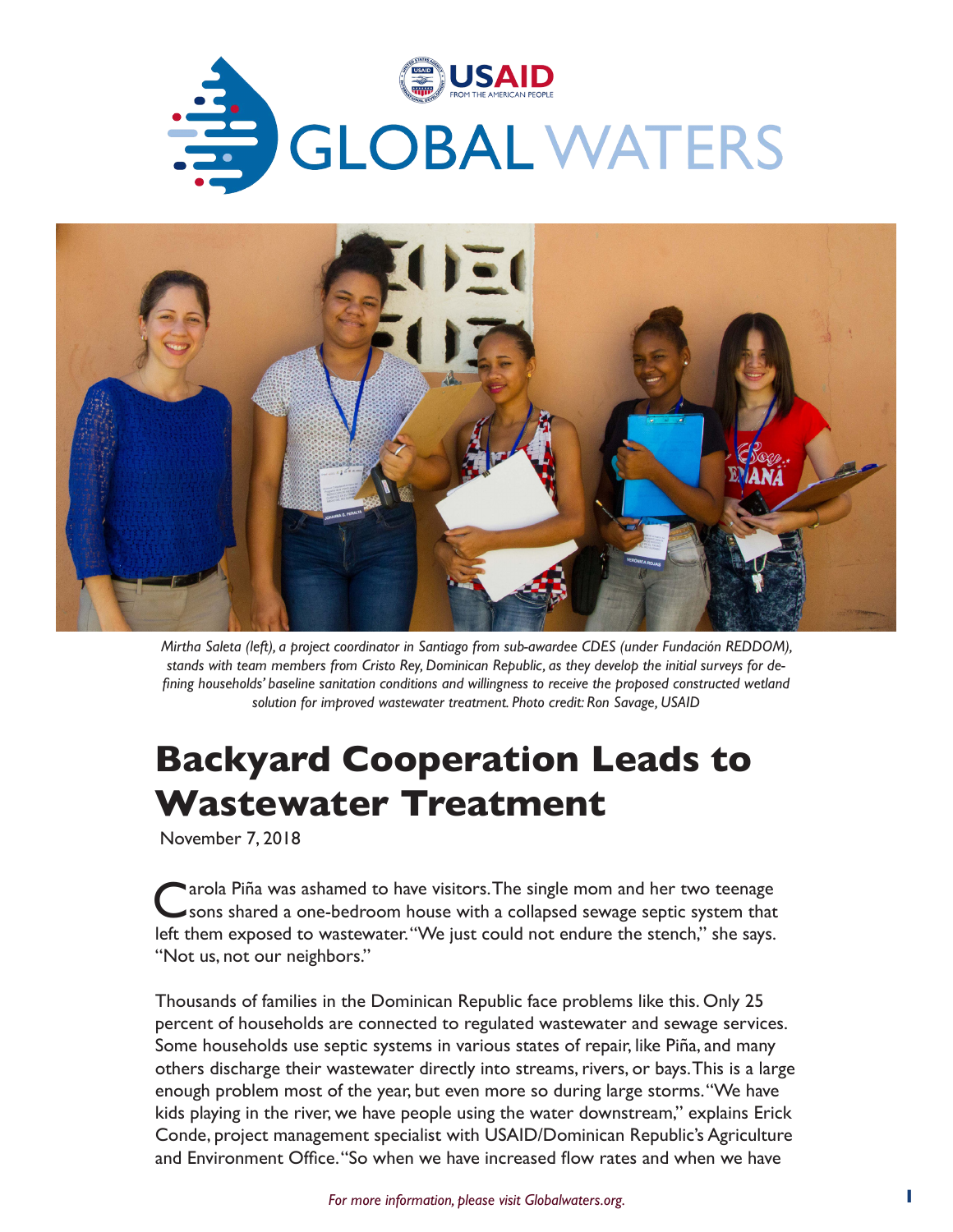USAID FROM THE AMERICAN PEOPLE

GLOBAL WATERS

*Mirtha Saleta (left), a project coordinator in Santiago from sub-awardee CDES (under Fundación REDDOM), stands with team members from Cristo Rey, Dominican Republic, as they develop the initial surveys for defining households' baseline sanitation conditions and willingness to receive the proposed constructed wetland solution for improved wastewater treatment. Photo credit: Ron Savage, USAID*

# Backyard Cooperation Leads to Wastewater Treatment

November 7, 2018

Carola Piña was ashamed to have visitors. The single mom and her two teenage sons shared a one-bedroom house with a collapsed sewage septic system that left them exposed to wastewater. "We just could not endure the stench," she says. "Not us, not our neighbors."

Thousands of families in the Dominican Republic face problems like this. Only 25 percent of households are connected to regulated wastewater and sewage services. Some households use septic systems in various states of repair, like Piña, and many others discharge their wastewater directly into streams, rivers, or bays. This is a large enough problem most of the year, but even more so during large storms. "We have kids playing in the river, we have people using the water downstream," explains Erick Conde, project management specialist with USAID/Dominican Republic's Agriculture and Environment Office. "So when we have increased flow rates and when we have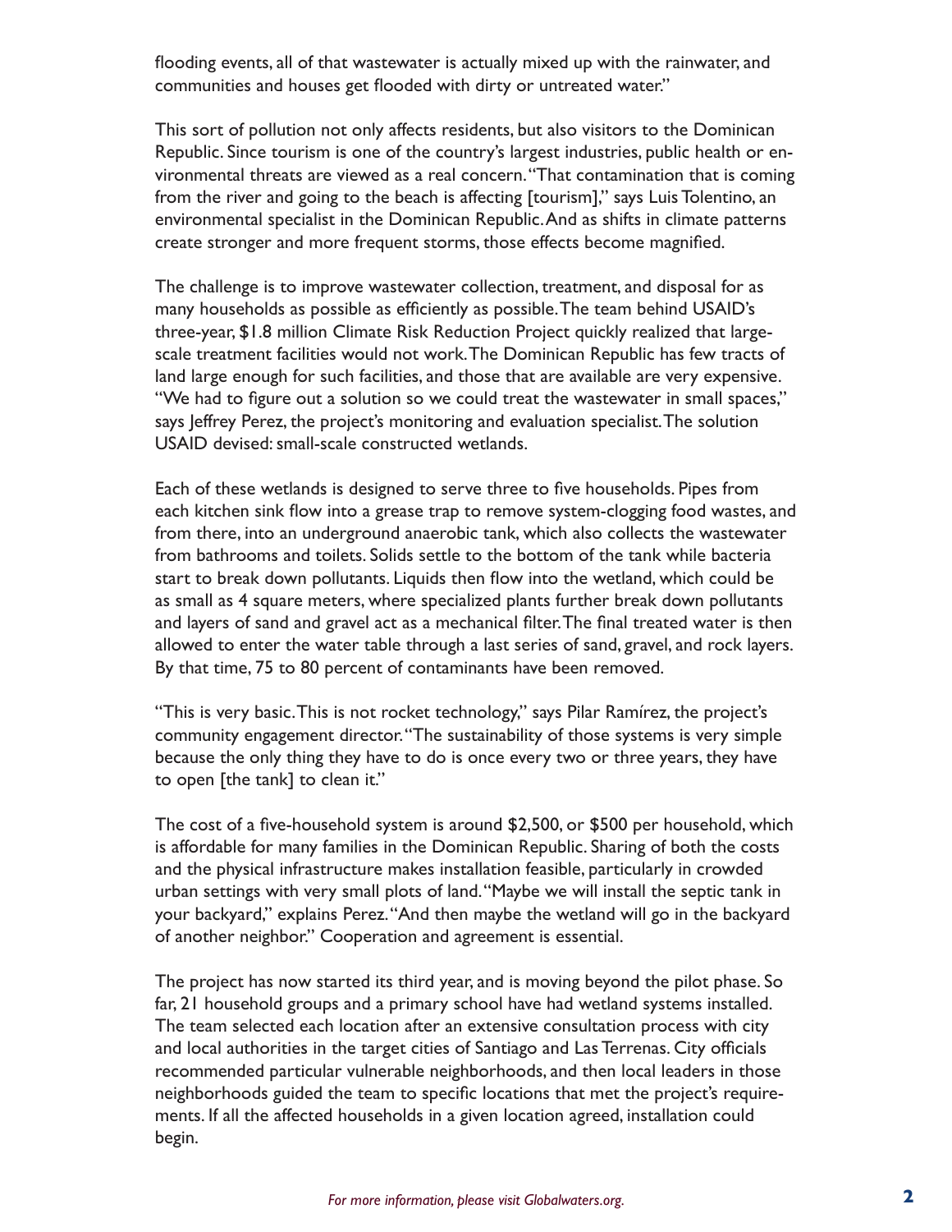flooding events, all of that wastewater is actually mixed up with the rainwater, and communities and houses get flooded with dirty or untreated water."

This sort of pollution not only affects residents, but also visitors to the Dominican Republic. Since tourism is one of the country's largest industries, public health or environmental threats are viewed as a real concern. "That contamination that is coming from the river and going to the beach is affecting [tourism]," says Luis Tolentino, an environmental specialist in the Dominican Republic. And as shifts in climate patterns create stronger and more frequent storms, those effects become magnified.

The challenge is to improve wastewater collection, treatment, and disposal for as many households as possible as efficiently as possible. The team behind USAID's three-year, $1.8 million Climate Risk Reduction Project quickly realized that large-scale treatment facilities would not work. The Dominican Republic has few tracts of land large enough for such facilities, and those that are available are very expensive. "We had to figure out a solution so we could treat the wastewater in small spaces," says Jeffrey Perez, the project's monitoring and evaluation specialist. The solution USAID devised: small-scale constructed wetlands.

Each of these wetlands is designed to serve three to five households. Pipes from each kitchen sink flow into a grease trap to remove system-clogging food wastes, and from there, into an underground anaerobic tank, which also collects the wastewater from bathrooms and toilets. Solids settle to the bottom of the tank while bacteria start to break down pollutants. Liquids then flow into the wetland, which could be as small as 4 square meters, where specialized plants further break down pollutants and layers of sand and gravel act as a mechanical filter. The final treated water is then allowed to enter the water table through a last series of sand, gravel, and rock layers. By that time, 75 to 80 percent of contaminants have been removed.

"This is very basic. This is not rocket technology," says Pilar Ramírez, the project's community engagement director. "The sustainability of those systems is very simple because the only thing they have to do is once every two or three years, they have to open [the tank] to clean it."

The cost of a five-household system is around $2,500, or $500 per household, which is affordable for many families in the Dominican Republic. Sharing of both the costs and the physical infrastructure makes installation feasible, particularly in crowded urban settings with very small plots of land. "Maybe we will install the septic tank in your backyard," explains Perez. "And then maybe the wetland will go in the backyard of another neighbor." Cooperation and agreement is essential.

The project has now started its third year, and is moving beyond the pilot phase. So far, 21 household groups and a primary school have had wetland systems installed. The team selected each location after an extensive consultation process with city and local authorities in the target cities of Santiago and Las Terrenas. City officials recommended particular vulnerable neighborhoods, and then local leaders in those neighborhoods guided the team to specific locations that met the project's requirements. If all the affected households in a given location agreed, installation could begin.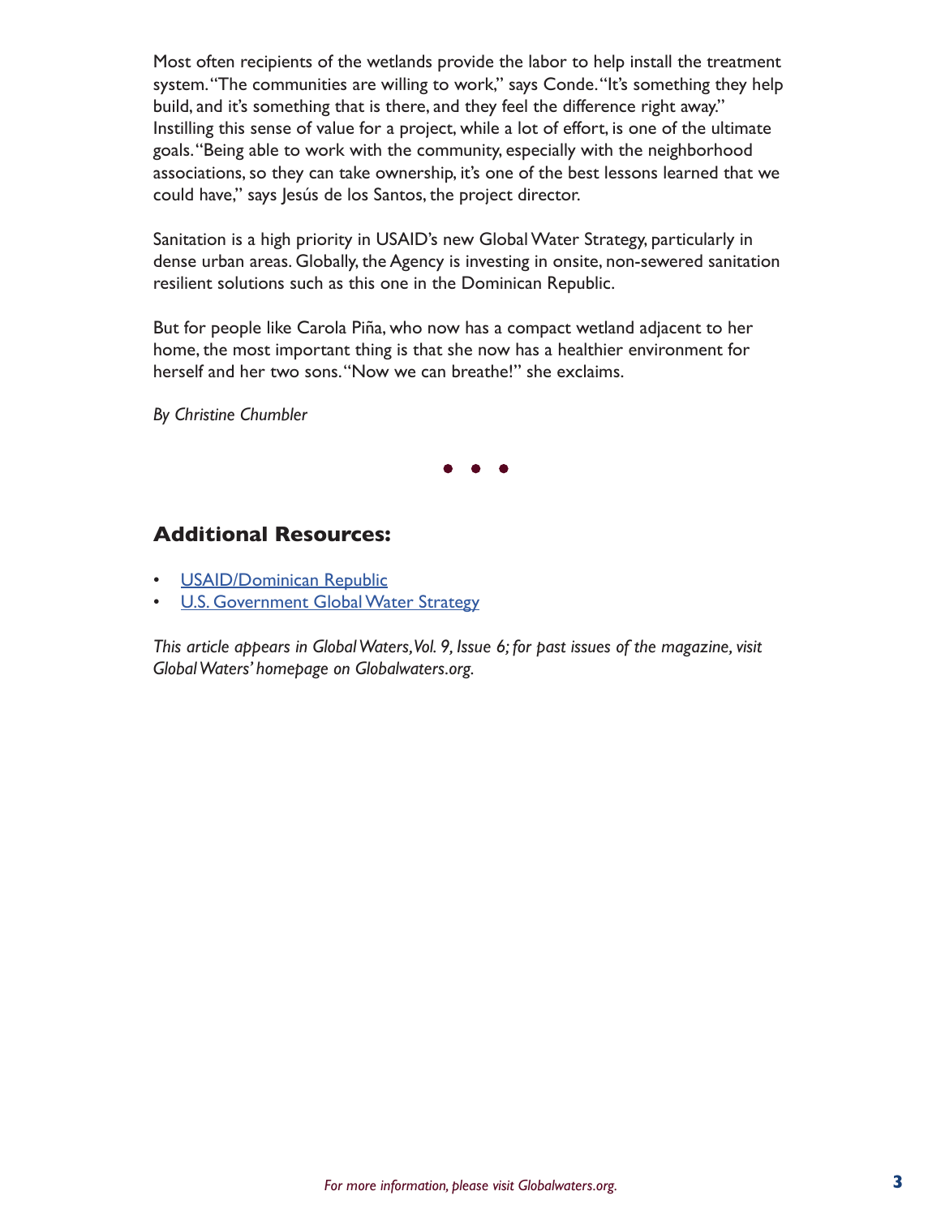Most often recipients of the wetlands provide the labor to help install the treatment system. "The communities are willing to work," says Conde. "It's something they help build, and it's something that is there, and they feel the difference right away." Instilling this sense of value for a project, while a lot of effort, is one of the ultimate goals. "Being able to work with the community, especially with the neighborhood associations, so they can take ownership, it's one of the best lessons learned that we could have," says Jesús de los Santos, the project director.

Sanitation is a high priority in USAID's new Global Water Strategy, particularly in dense urban areas. Globally, the Agency is investing in onsite, non-sewered sanitation resilient solutions such as this one in the Dominican Republic.

But for people like Carola Piña, who now has a compact wetland adjacent to her home, the most important thing is that she now has a healthier environment for herself and her two sons. "Now we can breathe!" she exclaims.

*By Christine Chumbler*

• • •

## Additional Resources:

- USAID/Dominican Republic
- U.S. Government Global Water Strategy

*This article appears in Global Waters, Vol. 9, Issue 6; for past issues of the magazine, visit Global Waters' homepage on Globalwaters.org.*